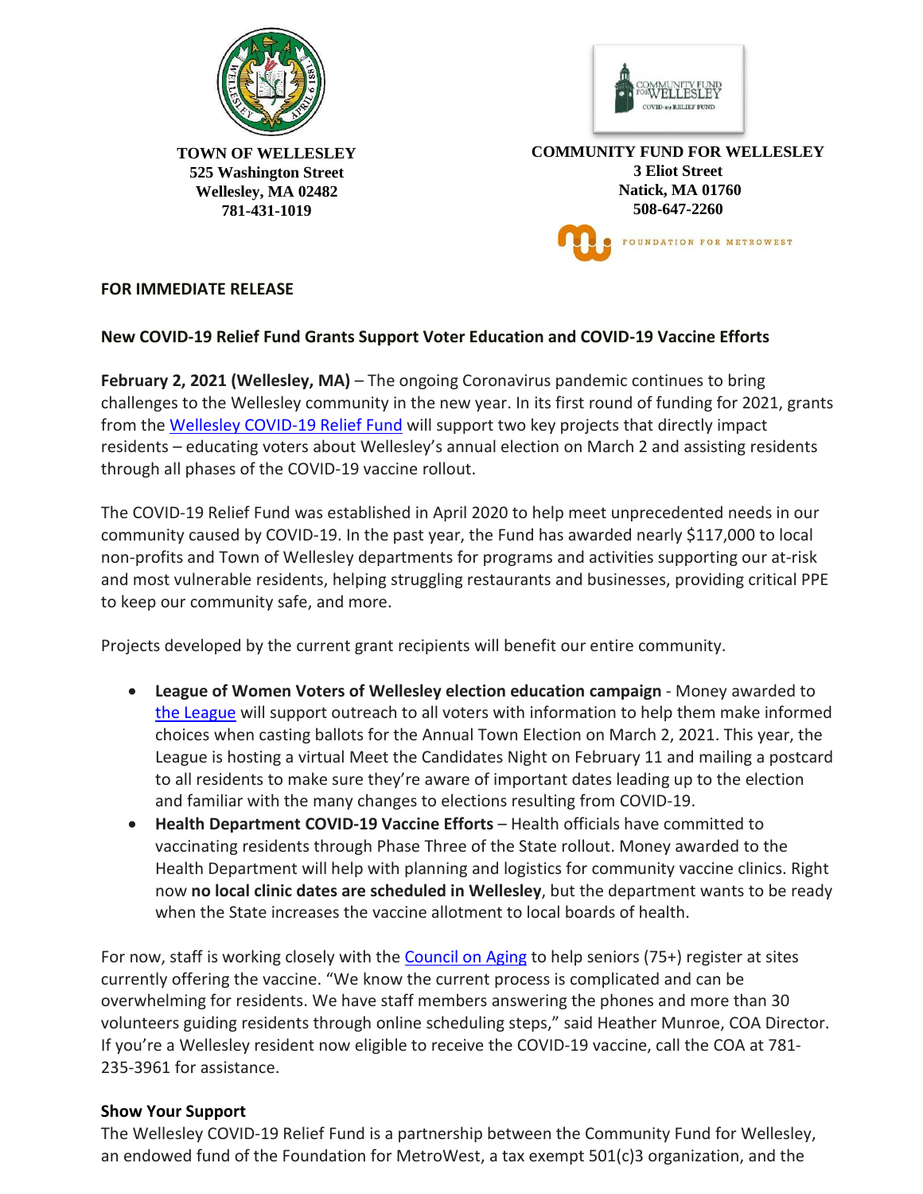**TOWN OF WELLESLEY**
**525 Washington Street**
**Wellesley, MA 02482**
**781-431-1019**

**COMMUNITY FUND FOR WELLESLEY**
**3 Eliot Street**
**Natick, MA 01760**
**508-647-2260**

FOUNDATION FOR METROWEST

**FOR IMMEDIATE RELEASE**

**New COVID-19 Relief Fund Grants Support Voter Education and COVID-19 Vaccine Efforts**

**February 2, 2021 (Wellesley, MA)** – The ongoing Coronavirus pandemic continues to bring challenges to the Wellesley community in the new year. In its first round of funding for 2021, grants from the Wellesley COVID-19 Relief Fund will support two key projects that directly impact residents – educating voters about Wellesley's annual election on March 2 and assisting residents through all phases of the COVID-19 vaccine rollout.

The COVID-19 Relief Fund was established in April 2020 to help meet unprecedented needs in our community caused by COVID-19. In the past year, the Fund has awarded nearly $117,000 to local non-profits and Town of Wellesley departments for programs and activities supporting our at-risk and most vulnerable residents, helping struggling restaurants and businesses, providing critical PPE to keep our community safe, and more.

Projects developed by the current grant recipients will benefit our entire community.

- **League of Women Voters of Wellesley election education campaign** - Money awarded to the League will support outreach to all voters with information to help them make informed choices when casting ballots for the Annual Town Election on March 2, 2021. This year, the League is hosting a virtual Meet the Candidates Night on February 11 and mailing a postcard to all residents to make sure they're aware of important dates leading up to the election and familiar with the many changes to elections resulting from COVID-19.
- **Health Department COVID-19 Vaccine Efforts** – Health officials have committed to vaccinating residents through Phase Three of the State rollout. Money awarded to the Health Department will help with planning and logistics for community vaccine clinics. Right now **no local clinic dates are scheduled in Wellesley**, but the department wants to be ready when the State increases the vaccine allotment to local boards of health.

For now, staff is working closely with the Council on Aging to help seniors (75+) register at sites currently offering the vaccine. "We know the current process is complicated and can be overwhelming for residents. We have staff members answering the phones and more than 30 volunteers guiding residents through online scheduling steps," said Heather Munroe, COA Director. If you're a Wellesley resident now eligible to receive the COVID-19 vaccine, call the COA at 781-235-3961 for assistance.

**Show Your Support**

The Wellesley COVID-19 Relief Fund is a partnership between the Community Fund for Wellesley, an endowed fund of the Foundation for MetroWest, a tax exempt 501(c)3 organization, and the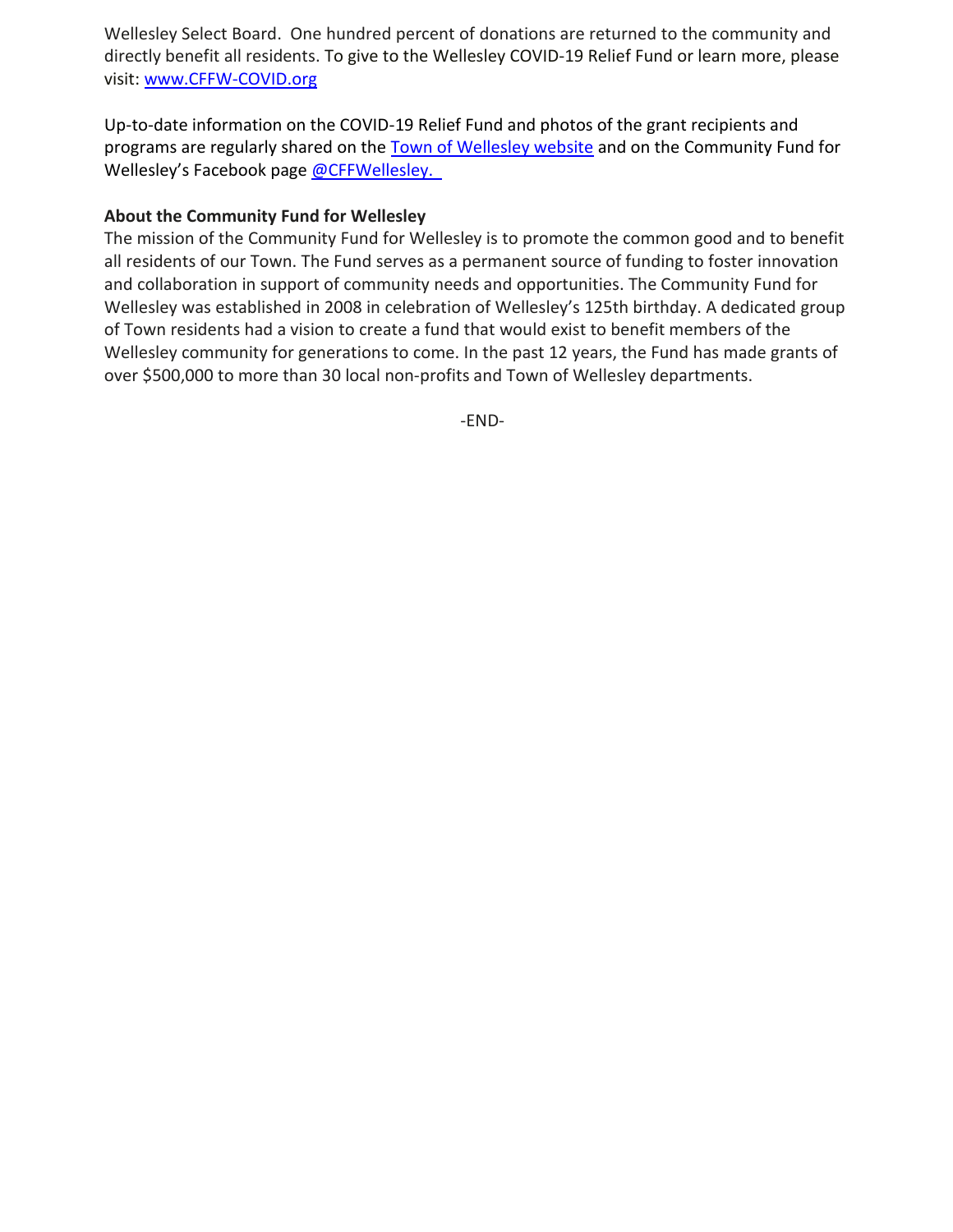Wellesley Select Board. One hundred percent of donations are returned to the community and directly benefit all residents. To give to the Wellesley COVID-19 Relief Fund or learn more, please visit: [www.CFFW-COVID.org](http://www.CFFW-COVID.org)

Up-to-date information on the COVID-19 Relief Fund and photos of the grant recipients and programs are regularly shared on the Town of Wellesley website and on the Community Fund for Wellesley's Facebook page @CFFWellesley.

**About the Community Fund for Wellesley**

The mission of the Community Fund for Wellesley is to promote the common good and to benefit all residents of our Town. The Fund serves as a permanent source of funding to foster innovation and collaboration in support of community needs and opportunities. The Community Fund for Wellesley was established in 2008 in celebration of Wellesley's 125th birthday. A dedicated group of Town residents had a vision to create a fund that would exist to benefit members of the Wellesley community for generations to come. In the past 12 years, the Fund has made grants of over $500,000 to more than 30 local non-profits and Town of Wellesley departments.

-END-